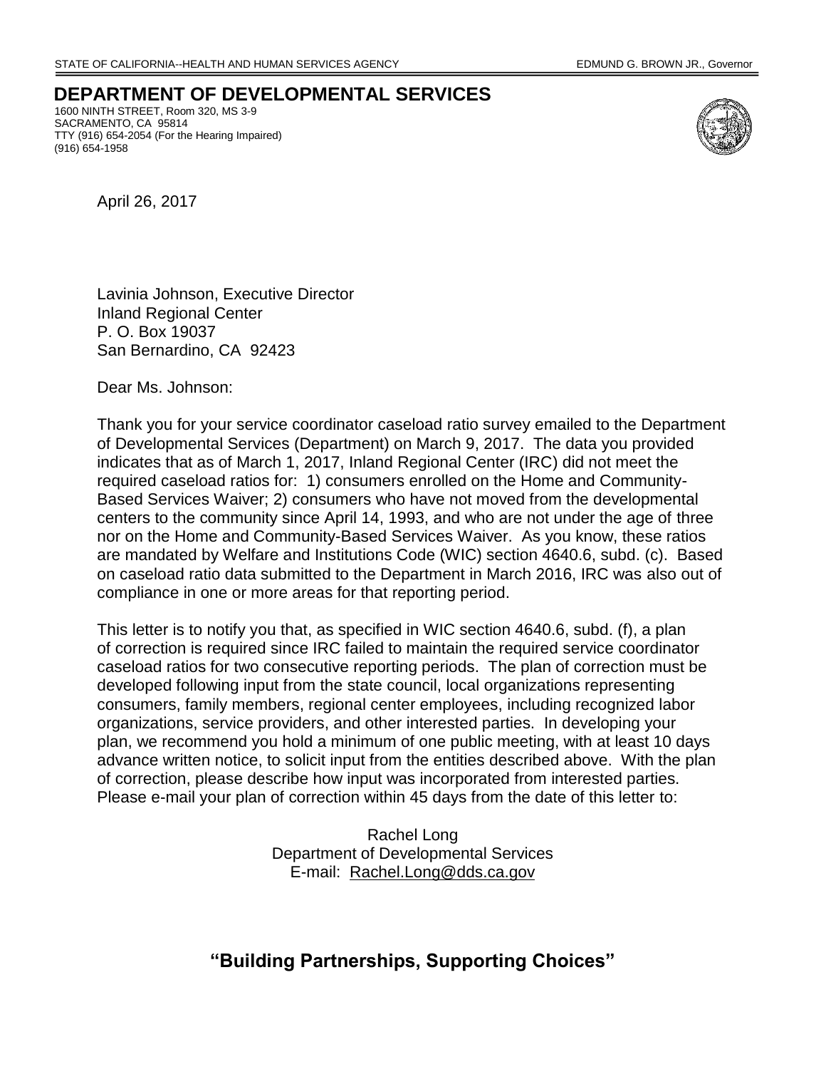STATE OF CALIFORNIA--HEALTH AND HUMAN SERVICES AGENCY EDMUND G. BROWN JR., Governor

# DEPARTMENT OF DEVELOPMENTAL SERVICES

1600 NINTH STREET, Room 320, MS 3-9
SACRAMENTO, CA 95814
TTY (916) 654-2054 (For the Hearing Impaired)
(916) 654-1958

April 26, 2017

Lavinia Johnson, Executive Director
Inland Regional Center
P. O. Box 19037
San Bernardino, CA 92423

Dear Ms. Johnson:

Thank you for your service coordinator caseload ratio survey emailed to the Department of Developmental Services (Department) on March 9, 2017. The data you provided indicates that as of March 1, 2017, Inland Regional Center (IRC) did not meet the required caseload ratios for: 1) consumers enrolled on the Home and Community-Based Services Waiver; 2) consumers who have not moved from the developmental centers to the community since April 14, 1993, and who are not under the age of three nor on the Home and Community-Based Services Waiver. As you know, these ratios are mandated by Welfare and Institutions Code (WIC) section 4640.6, subd. (c). Based on caseload ratio data submitted to the Department in March 2016, IRC was also out of compliance in one or more areas for that reporting period.

This letter is to notify you that, as specified in WIC section 4640.6, subd. (f), a plan of correction is required since IRC failed to maintain the required service coordinator caseload ratios for two consecutive reporting periods. The plan of correction must be developed following input from the state council, local organizations representing consumers, family members, regional center employees, including recognized labor organizations, service providers, and other interested parties. In developing your plan, we recommend you hold a minimum of one public meeting, with at least 10 days advance written notice, to solicit input from the entities described above. With the plan of correction, please describe how input was incorporated from interested parties. Please e-mail your plan of correction within 45 days from the date of this letter to:

Rachel Long
Department of Developmental Services
E-mail: Rachel.Long@dds.ca.gov

**"Building Partnerships, Supporting Choices"**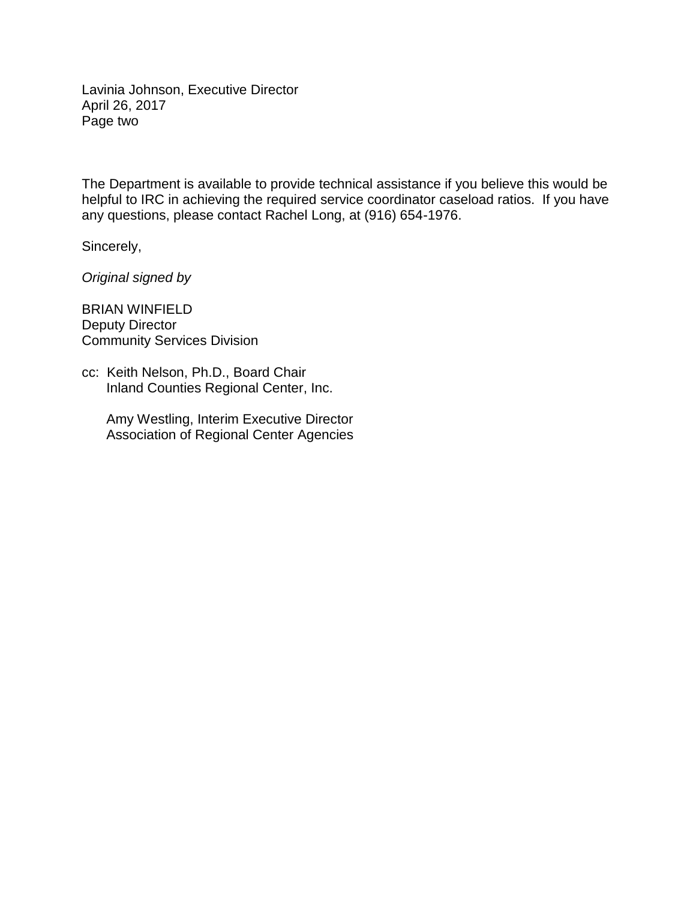Lavinia Johnson, Executive Director
April 26, 2017
Page two

The Department is available to provide technical assistance if you believe this would be helpful to IRC in achieving the required service coordinator caseload ratios. If you have any questions, please contact Rachel Long, at (916) 654-1976.

Sincerely,

*Original signed by*

BRIAN WINFIELD
Deputy Director
Community Services Division

cc: Keith Nelson, Ph.D., Board Chair
Inland Counties Regional Center, Inc.

Amy Westling, Interim Executive Director
Association of Regional Center Agencies